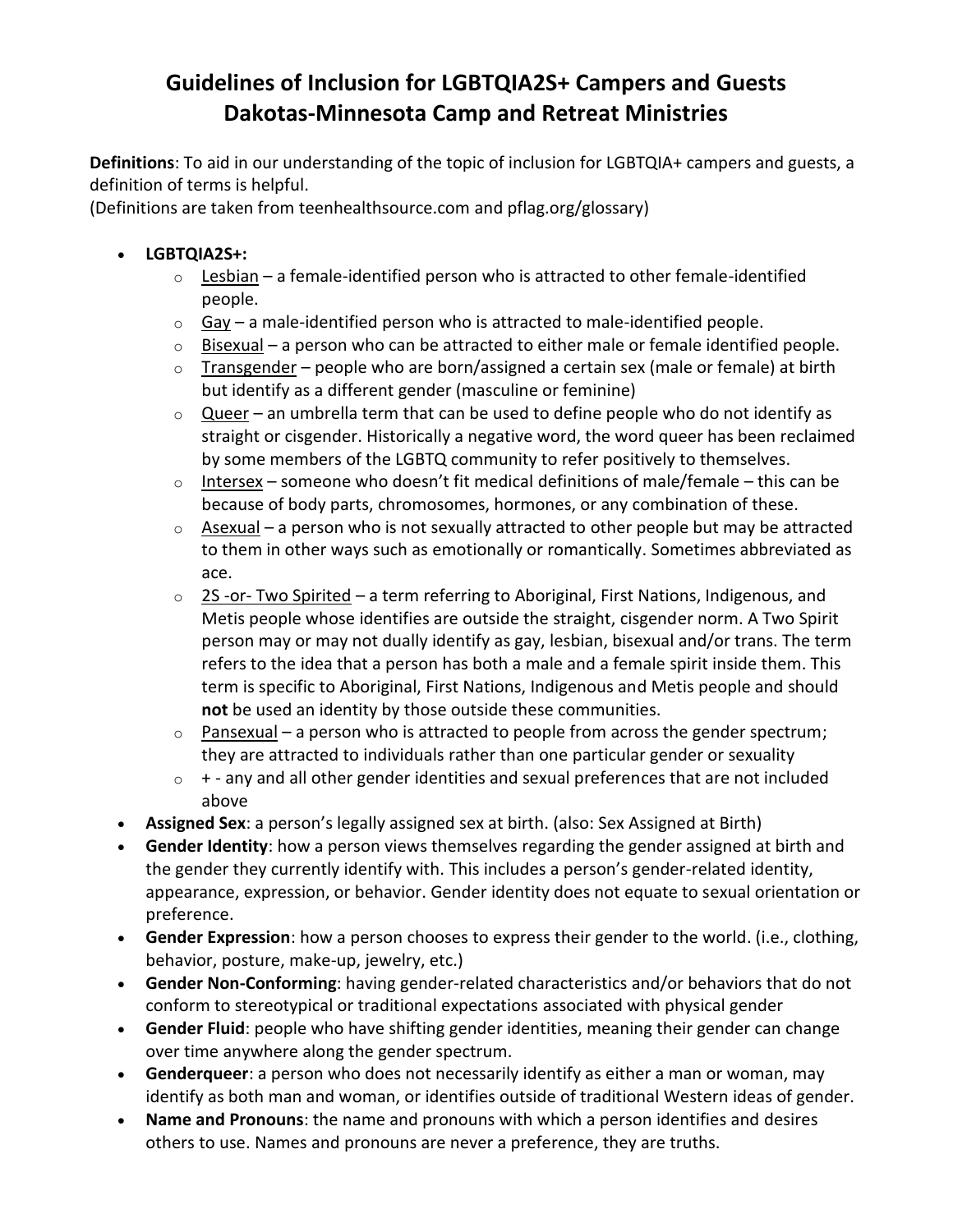# Guidelines of Inclusion for LGBTQIA2S+ Campers and Guests
# Dakotas-Minnesota Camp and Retreat Ministries

**Definitions**: To aid in our understanding of the topic of inclusion for LGBTQIA+ campers and guests, a definition of terms is helpful.
(Definitions are taken from teenhealthsource.com and pflag.org/glossary)

- **LGBTQIA2S+:**
  - Lesbian – a female-identified person who is attracted to other female-identified people.
  - Gay – a male-identified person who is attracted to male-identified people.
  - Bisexual – a person who can be attracted to either male or female identified people.
  - Transgender – people who are born/assigned a certain sex (male or female) at birth but identify as a different gender (masculine or feminine)
  - Queer – an umbrella term that can be used to define people who do not identify as straight or cisgender. Historically a negative word, the word queer has been reclaimed by some members of the LGBTQ community to refer positively to themselves.
  - Intersex – someone who doesn't fit medical definitions of male/female – this can be because of body parts, chromosomes, hormones, or any combination of these.
  - Asexual – a person who is not sexually attracted to other people but may be attracted to them in other ways such as emotionally or romantically. Sometimes abbreviated as ace.
  - 2S -or- Two Spirited – a term referring to Aboriginal, First Nations, Indigenous, and Metis people whose identifies are outside the straight, cisgender norm. A Two Spirit person may or may not dually identify as gay, lesbian, bisexual and/or trans. The term refers to the idea that a person has both a male and a female spirit inside them. This term is specific to Aboriginal, First Nations, Indigenous and Metis people and should **not** be used an identity by those outside these communities.
  - Pansexual – a person who is attracted to people from across the gender spectrum; they are attracted to individuals rather than one particular gender or sexuality
  - \+ - any and all other gender identities and sexual preferences that are not included above
- **Assigned Sex**: a person's legally assigned sex at birth. (also: Sex Assigned at Birth)
- **Gender Identity**: how a person views themselves regarding the gender assigned at birth and the gender they currently identify with. This includes a person's gender-related identity, appearance, expression, or behavior. Gender identity does not equate to sexual orientation or preference.
- **Gender Expression**: how a person chooses to express their gender to the world. (i.e., clothing, behavior, posture, make-up, jewelry, etc.)
- **Gender Non-Conforming**: having gender-related characteristics and/or behaviors that do not conform to stereotypical or traditional expectations associated with physical gender
- **Gender Fluid**: people who have shifting gender identities, meaning their gender can change over time anywhere along the gender spectrum.
- **Genderqueer**: a person who does not necessarily identify as either a man or woman, may identify as both man and woman, or identifies outside of traditional Western ideas of gender.
- **Name and Pronouns**: the name and pronouns with which a person identifies and desires others to use. Names and pronouns are never a preference, they are truths.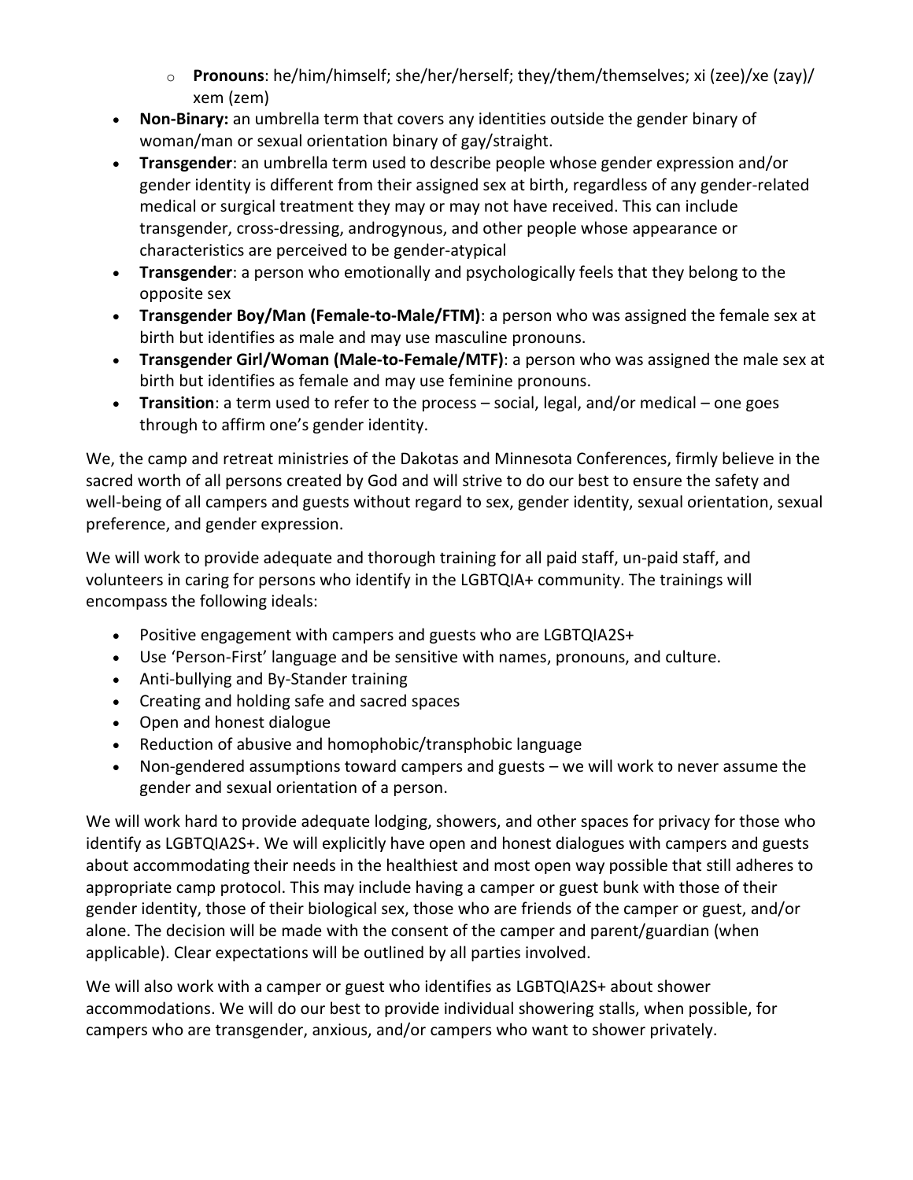- **Pronouns**: he/him/himself; she/her/herself; they/them/themselves; xi (zee)/xe (zay)/ xem (zem)
- **Non-Binary:** an umbrella term that covers any identities outside the gender binary of woman/man or sexual orientation binary of gay/straight.
- **Transgender**: an umbrella term used to describe people whose gender expression and/or gender identity is different from their assigned sex at birth, regardless of any gender-related medical or surgical treatment they may or may not have received. This can include transgender, cross-dressing, androgynous, and other people whose appearance or characteristics are perceived to be gender-atypical
- **Transgender**: a person who emotionally and psychologically feels that they belong to the opposite sex
- **Transgender Boy/Man (Female-to-Male/FTM)**: a person who was assigned the female sex at birth but identifies as male and may use masculine pronouns.
- **Transgender Girl/Woman (Male-to-Female/MTF)**: a person who was assigned the male sex at birth but identifies as female and may use feminine pronouns.
- **Transition**: a term used to refer to the process – social, legal, and/or medical – one goes through to affirm one's gender identity.

We, the camp and retreat ministries of the Dakotas and Minnesota Conferences, firmly believe in the sacred worth of all persons created by God and will strive to do our best to ensure the safety and well-being of all campers and guests without regard to sex, gender identity, sexual orientation, sexual preference, and gender expression.

We will work to provide adequate and thorough training for all paid staff, un-paid staff, and volunteers in caring for persons who identify in the LGBTQIA+ community. The trainings will encompass the following ideals:

- Positive engagement with campers and guests who are LGBTQIA2S+
- Use 'Person-First' language and be sensitive with names, pronouns, and culture.
- Anti-bullying and By-Stander training
- Creating and holding safe and sacred spaces
- Open and honest dialogue
- Reduction of abusive and homophobic/transphobic language
- Non-gendered assumptions toward campers and guests – we will work to never assume the gender and sexual orientation of a person.

We will work hard to provide adequate lodging, showers, and other spaces for privacy for those who identify as LGBTQIA2S+. We will explicitly have open and honest dialogues with campers and guests about accommodating their needs in the healthiest and most open way possible that still adheres to appropriate camp protocol. This may include having a camper or guest bunk with those of their gender identity, those of their biological sex, those who are friends of the camper or guest, and/or alone. The decision will be made with the consent of the camper and parent/guardian (when applicable). Clear expectations will be outlined by all parties involved.

We will also work with a camper or guest who identifies as LGBTQIA2S+ about shower accommodations. We will do our best to provide individual showering stalls, when possible, for campers who are transgender, anxious, and/or campers who want to shower privately.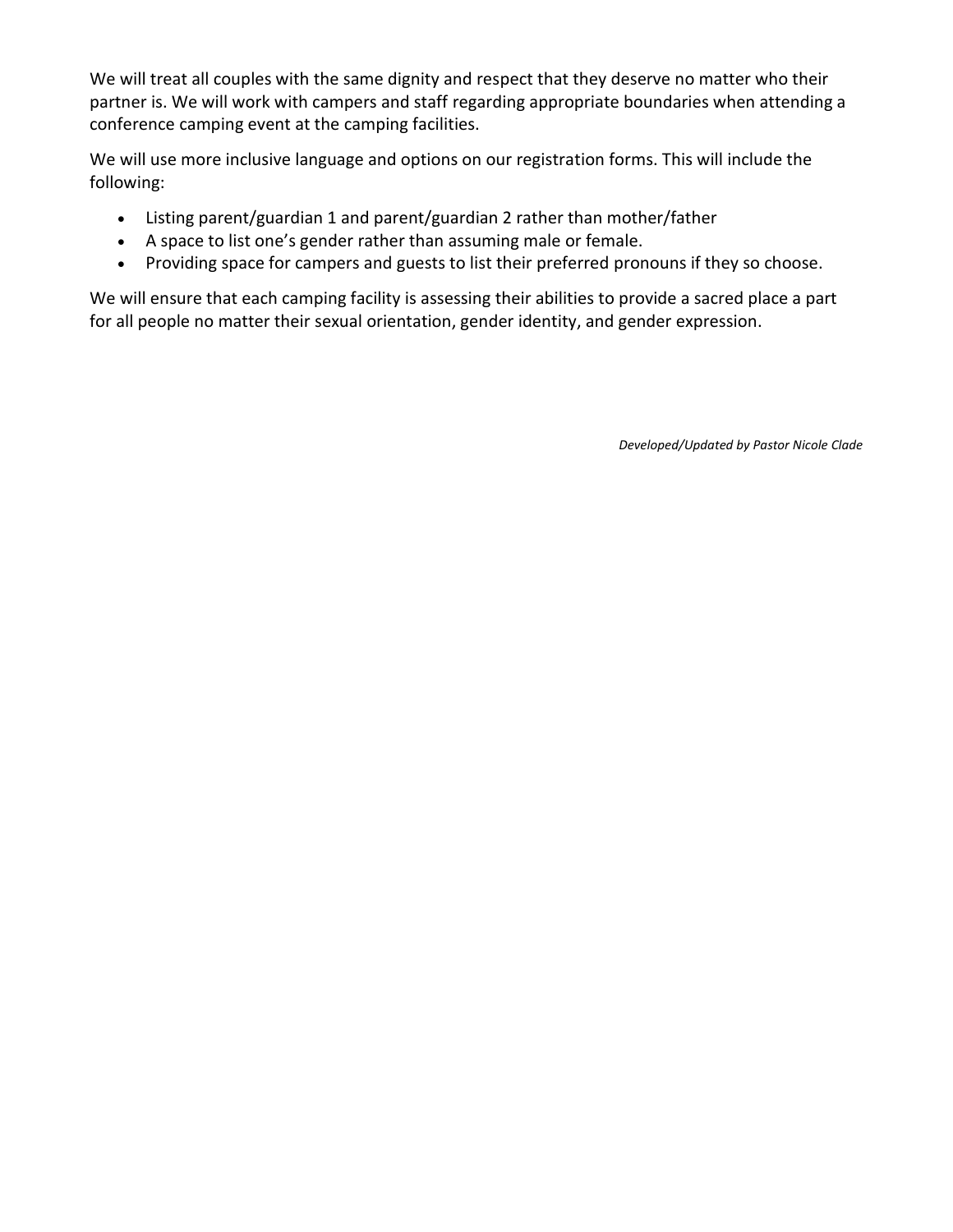We will treat all couples with the same dignity and respect that they deserve no matter who their partner is. We will work with campers and staff regarding appropriate boundaries when attending a conference camping event at the camping facilities.

We will use more inclusive language and options on our registration forms. This will include the following:

- Listing parent/guardian 1 and parent/guardian 2 rather than mother/father
- A space to list one's gender rather than assuming male or female.
- Providing space for campers and guests to list their preferred pronouns if they so choose.

We will ensure that each camping facility is assessing their abilities to provide a sacred place a part for all people no matter their sexual orientation, gender identity, and gender expression.

*Developed/Updated by Pastor Nicole Clade*